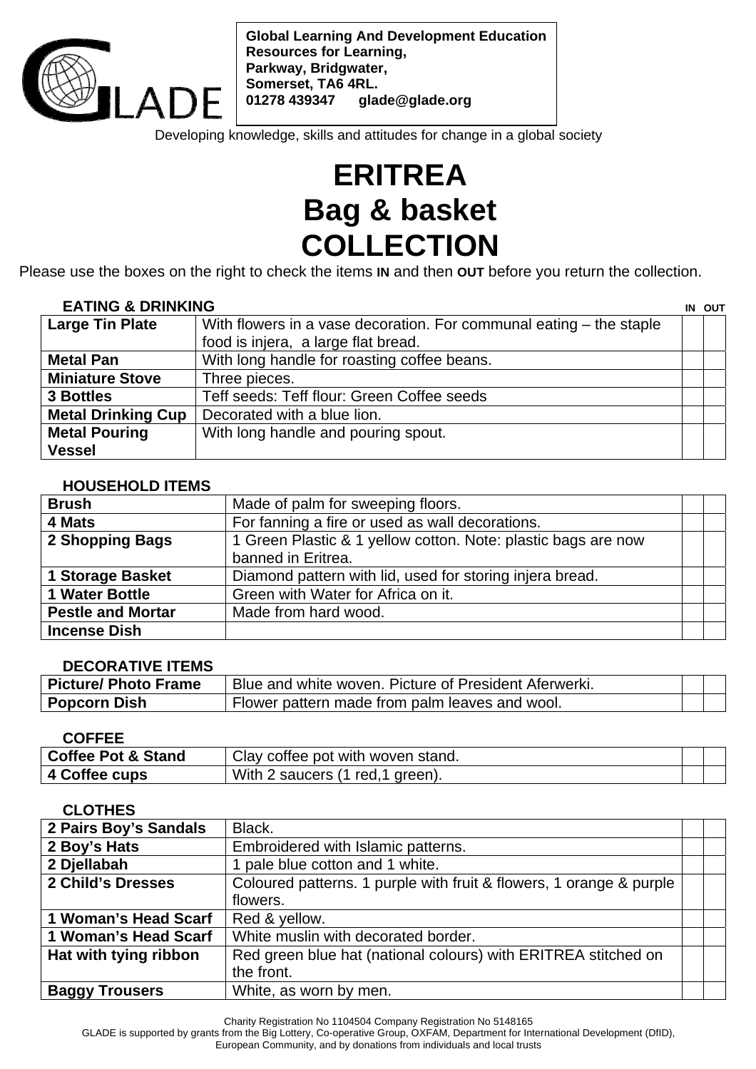Global Learning And Development Education
Resources for Learning,
Parkway, Bridgwater,
Somerset, TA6 4RL.
01278 439347 glade@glade.org

GLADE

Developing knowledge, skills and attitudes for change in a global society

# ERITREA
# Bag & basket
# COLLECTION

Please use the boxes on the right to check the items **IN** and then **OUT** before you return the collection.

### EATING & DRINKING

| Item | Description | IN | OUT |
|---|---|---|---|
| **Large Tin Plate** | With flowers in a vase decoration. For communal eating – the staple food is injera, a large flat bread. | | |
| **Metal Pan** | With long handle for roasting coffee beans. | | |
| **Miniature Stove** | Three pieces. | | |
| **3 Bottles** | Teff seeds: Teff flour: Green Coffee seeds | | |
| **Metal Drinking Cup** | Decorated with a blue lion. | | |
| **Metal Pouring Vessel** | With long handle and pouring spout. | | |

### HOUSEHOLD ITEMS

| Item | Description | IN | OUT |
|---|---|---|---|
| **Brush** | Made of palm for sweeping floors. | | |
| **4 Mats** | For fanning a fire or used as wall decorations. | | |
| **2 Shopping Bags** | 1 Green Plastic & 1 yellow cotton. Note: plastic bags are now banned in Eritrea. | | |
| **1 Storage Basket** | Diamond pattern with lid, used for storing injera bread. | | |
| **1 Water Bottle** | Green with Water for Africa on it. | | |
| **Pestle and Mortar** | Made from hard wood. | | |
| **Incense Dish** | | | |

### DECORATIVE ITEMS

| Item | Description | IN | OUT |
|---|---|---|---|
| **Picture/ Photo Frame** | Blue and white woven. Picture of President Aferwerki. | | |
| **Popcorn Dish** | Flower pattern made from palm leaves and wool. | | |

### COFFEE

| Item | Description | IN | OUT |
|---|---|---|---|
| **Coffee Pot & Stand** | Clay coffee pot with woven stand. | | |
| **4 Coffee cups** | With 2 saucers (1 red,1 green). | | |

### CLOTHES

| Item | Description | IN | OUT |
|---|---|---|---|
| **2 Pairs Boy's Sandals** | Black. | | |
| **2 Boy's Hats** | Embroidered with Islamic patterns. | | |
| **2 Djellabah** | 1 pale blue cotton and 1 white. | | |
| **2 Child's Dresses** | Coloured patterns. 1 purple with fruit & flowers, 1 orange & purple flowers. | | |
| **1 Woman's Head Scarf** | Red & yellow. | | |
| **1 Woman's Head Scarf** | White muslin with decorated border. | | |
| **Hat with tying ribbon** | Red green blue hat (national colours) with ERITREA stitched on the front. | | |
| **Baggy Trousers** | White, as worn by men. | | |

Charity Registration No 1104504 Company Registration No 5148165
GLADE is supported by grants from the Big Lottery, Co-operative Group, OXFAM, Department for International Development (DfID), European Community, and by donations from individuals and local trusts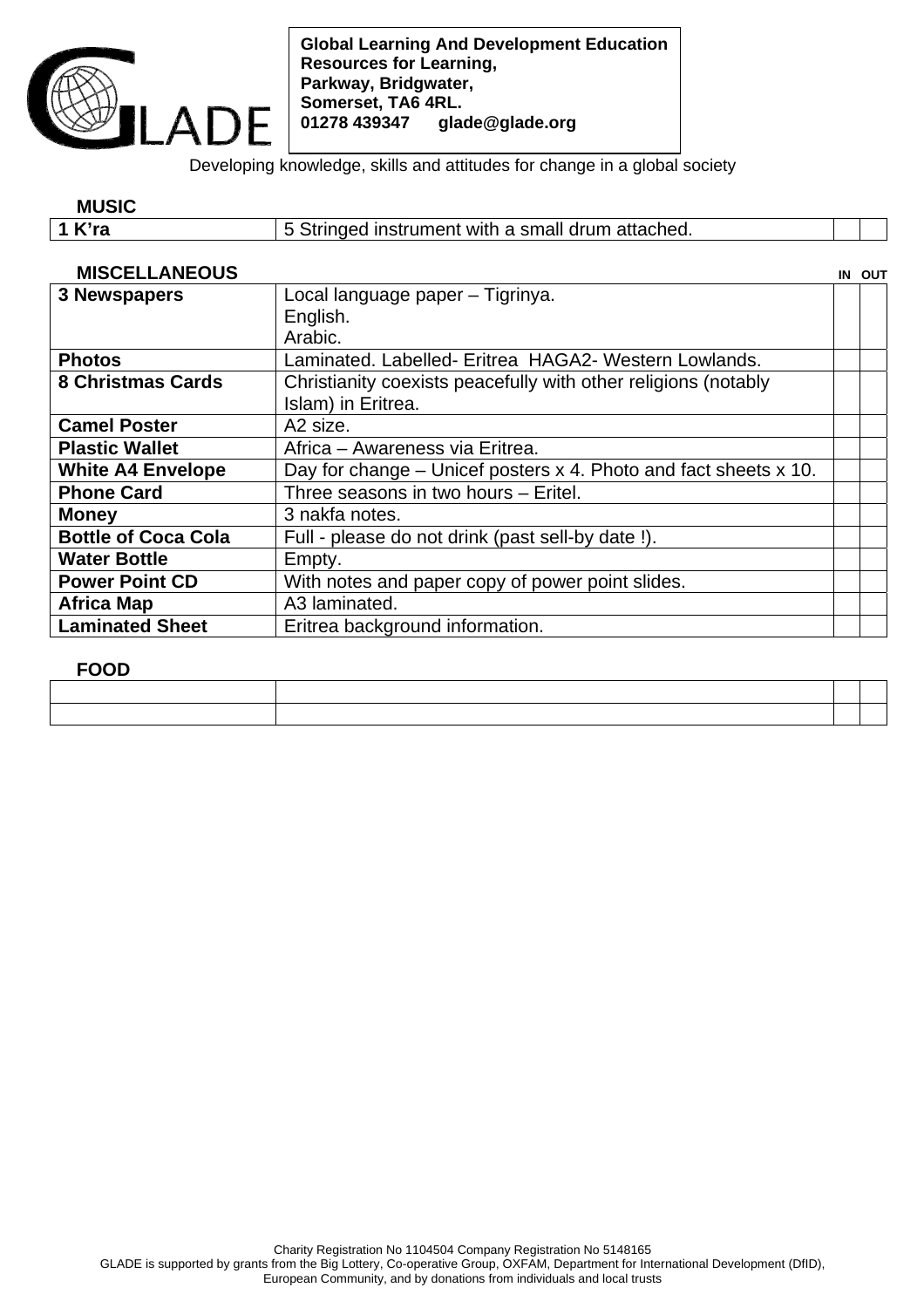**Global Learning And Development Education Resources for Learning,**
**Parkway, Bridgwater,**
**Somerset, TA6 4RL.**
**01278 439347 glade@glade.org**

Developing knowledge, skills and attitudes for change in a global society

### MUSIC

| | | | |
|---|---|---|---|
| **1 K'ra** | 5 Stringed instrument with a small drum attached. | | |

### MISCELLANEOUS

| | | IN | OUT |
|---|---|---|---|
| **3 Newspapers** | Local language paper – Tigrinya.<br>English.<br>Arabic. | | |
| **Photos** | Laminated. Labelled- Eritrea HAGA2- Western Lowlands. | | |
| **8 Christmas Cards** | Christianity coexists peacefully with other religions (notably Islam) in Eritrea. | | |
| **Camel Poster** | A2 size. | | |
| **Plastic Wallet** | Africa – Awareness via Eritrea. | | |
| **White A4 Envelope** | Day for change – Unicef posters x 4. Photo and fact sheets x 10. | | |
| **Phone Card** | Three seasons in two hours – Eritel. | | |
| **Money** | 3 nakfa notes. | | |
| **Bottle of Coca Cola** | Full - please do not drink (past sell-by date !). | | |
| **Water Bottle** | Empty. | | |
| **Power Point CD** | With notes and paper copy of power point slides. | | |
| **Africa Map** | A3 laminated. | | |
| **Laminated Sheet** | Eritrea background information. | | |

### FOOD

| | | | |
|---|---|---|---|
| | | | |
| | | | |

Charity Registration No 1104504 Company Registration No 5148165
GLADE is supported by grants from the Big Lottery, Co-operative Group, OXFAM, Department for International Development (DfID), European Community, and by donations from individuals and local trusts